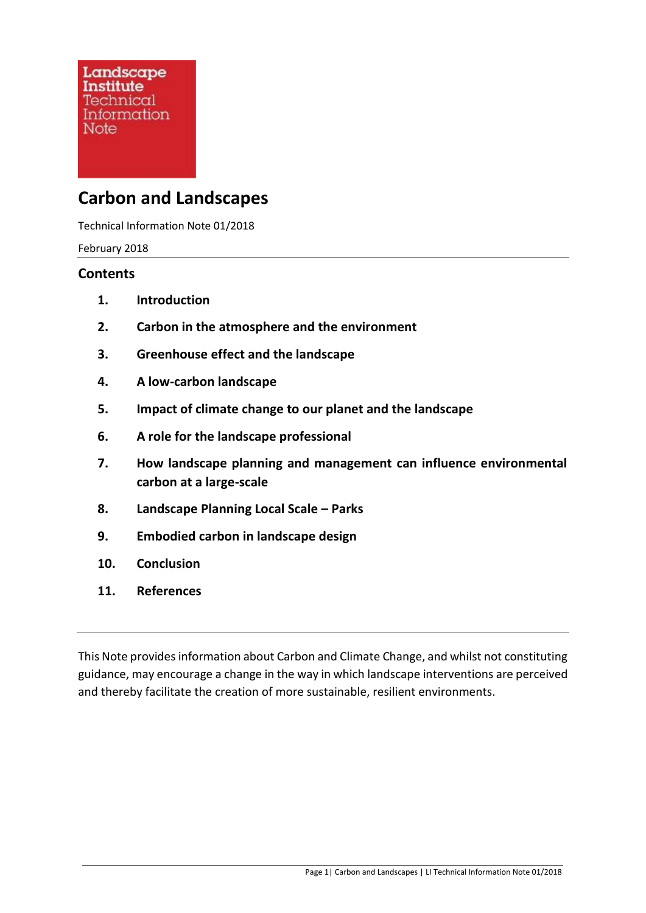Landscape Institute Technical Information Note

# Carbon and Landscapes

Technical Information Note 01/2018

February 2018

## Contents

1. **Introduction**
2. **Carbon in the atmosphere and the environment**
3. **Greenhouse effect and the landscape**
4. **A low-carbon landscape**
5. **Impact of climate change to our planet and the landscape**
6. **A role for the landscape professional**
7. **How landscape planning and management can influence environmental carbon at a large-scale**
8. **Landscape Planning Local Scale – Parks**
9. **Embodied carbon in landscape design**
10. **Conclusion**
11. **References**

---

This Note provides information about Carbon and Climate Change, and whilst not constituting guidance, may encourage a change in the way in which landscape interventions are perceived and thereby facilitate the creation of more sustainable, resilient environments.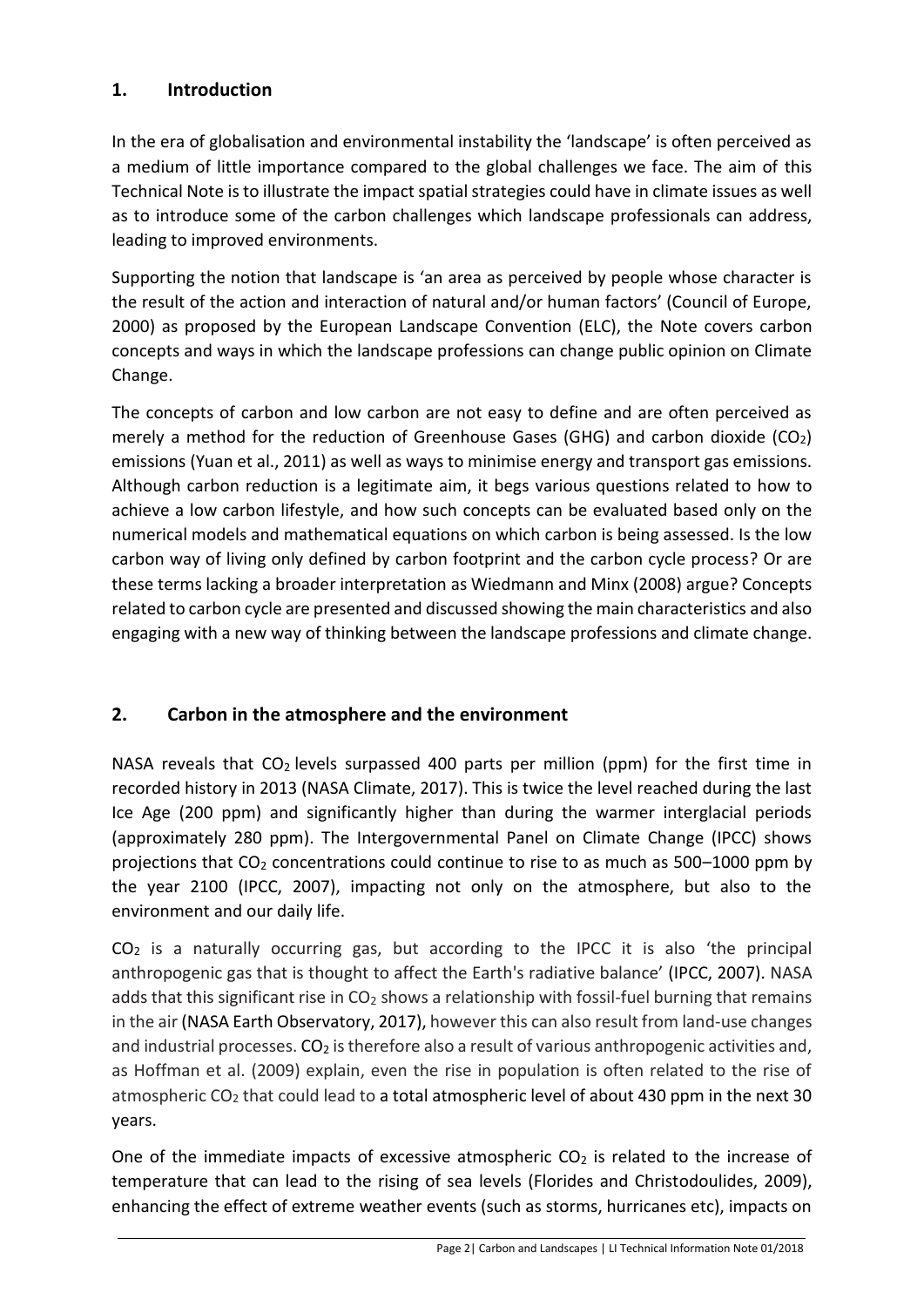## 1. Introduction

In the era of globalisation and environmental instability the 'landscape' is often perceived as a medium of little importance compared to the global challenges we face. The aim of this Technical Note is to illustrate the impact spatial strategies could have in climate issues as well as to introduce some of the carbon challenges which landscape professionals can address, leading to improved environments.

Supporting the notion that landscape is 'an area as perceived by people whose character is the result of the action and interaction of natural and/or human factors' (Council of Europe, 2000) as proposed by the European Landscape Convention (ELC), the Note covers carbon concepts and ways in which the landscape professions can change public opinion on Climate Change.

The concepts of carbon and low carbon are not easy to define and are often perceived as merely a method for the reduction of Greenhouse Gases (GHG) and carbon dioxide ($CO_2$) emissions (Yuan et al., 2011) as well as ways to minimise energy and transport gas emissions. Although carbon reduction is a legitimate aim, it begs various questions related to how to achieve a low carbon lifestyle, and how such concepts can be evaluated based only on the numerical models and mathematical equations on which carbon is being assessed. Is the low carbon way of living only defined by carbon footprint and the carbon cycle process? Or are these terms lacking a broader interpretation as Wiedmann and Minx (2008) argue? Concepts related to carbon cycle are presented and discussed showing the main characteristics and also engaging with a new way of thinking between the landscape professions and climate change.

## 2. Carbon in the atmosphere and the environment

NASA reveals that $CO_2$ levels surpassed 400 parts per million (ppm) for the first time in recorded history in 2013 (NASA Climate, 2017). This is twice the level reached during the last Ice Age (200 ppm) and significantly higher than during the warmer interglacial periods (approximately 280 ppm). The Intergovernmental Panel on Climate Change (IPCC) shows projections that $CO_2$ concentrations could continue to rise to as much as 500–1000 ppm by the year 2100 (IPCC, 2007), impacting not only on the atmosphere, but also to the environment and our daily life.

$CO_2$ is a naturally occurring gas, but according to the IPCC it is also 'the principal anthropogenic gas that is thought to affect the Earth's radiative balance' (IPCC, 2007). NASA adds that this significant rise in $CO_2$ shows a relationship with fossil-fuel burning that remains in the air (NASA Earth Observatory, 2017), however this can also result from land-use changes and industrial processes. $CO_2$ is therefore also a result of various anthropogenic activities and, as Hoffman et al. (2009) explain, even the rise in population is often related to the rise of atmospheric $CO_2$ that could lead to a total atmospheric level of about 430 ppm in the next 30 years.

One of the immediate impacts of excessive atmospheric $CO_2$ is related to the increase of temperature that can lead to the rising of sea levels (Florides and Christodoulides, 2009), enhancing the effect of extreme weather events (such as storms, hurricanes etc), impacts on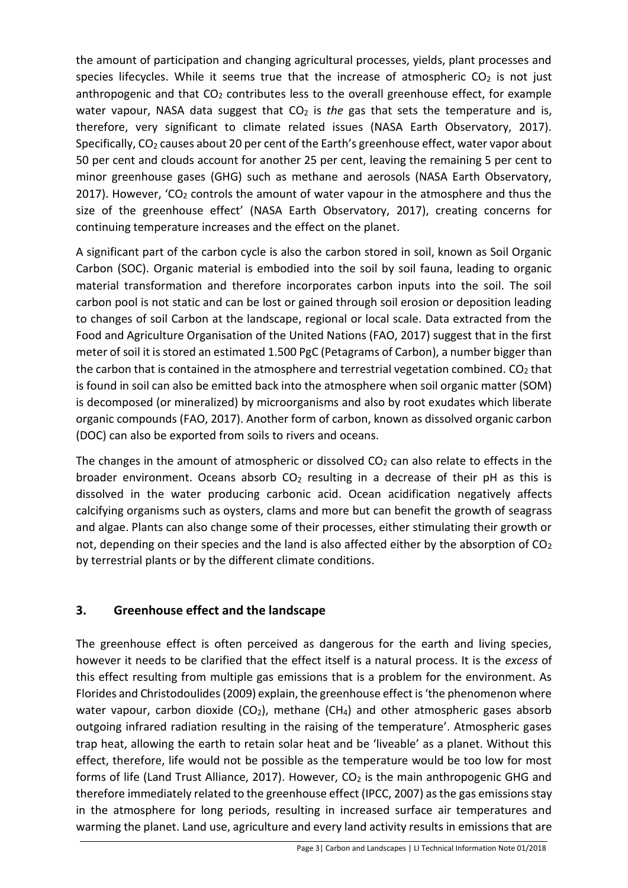the amount of participation and changing agricultural processes, yields, plant processes and species lifecycles. While it seems true that the increase of atmospheric $CO_2$ is not just anthropogenic and that $CO_2$ contributes less to the overall greenhouse effect, for example water vapour, NASA data suggest that $CO_2$ is *the* gas that sets the temperature and is, therefore, very significant to climate related issues (NASA Earth Observatory, 2017). Specifically, $CO_2$ causes about 20 per cent of the Earth's greenhouse effect, water vapor about 50 per cent and clouds account for another 25 per cent, leaving the remaining 5 per cent to minor greenhouse gases (GHG) such as methane and aerosols (NASA Earth Observatory, 2017). However, '$CO_2$ controls the amount of water vapour in the atmosphere and thus the size of the greenhouse effect' (NASA Earth Observatory, 2017), creating concerns for continuing temperature increases and the effect on the planet.

A significant part of the carbon cycle is also the carbon stored in soil, known as Soil Organic Carbon (SOC). Organic material is embodied into the soil by soil fauna, leading to organic material transformation and therefore incorporates carbon inputs into the soil. The soil carbon pool is not static and can be lost or gained through soil erosion or deposition leading to changes of soil Carbon at the landscape, regional or local scale. Data extracted from the Food and Agriculture Organisation of the United Nations (FAO, 2017) suggest that in the first meter of soil it is stored an estimated 1.500 PgC (Petagrams of Carbon), a number bigger than the carbon that is contained in the atmosphere and terrestrial vegetation combined. $CO_2$ that is found in soil can also be emitted back into the atmosphere when soil organic matter (SOM) is decomposed (or mineralized) by microorganisms and also by root exudates which liberate organic compounds (FAO, 2017). Another form of carbon, known as dissolved organic carbon (DOC) can also be exported from soils to rivers and oceans.

The changes in the amount of atmospheric or dissolved $CO_2$ can also relate to effects in the broader environment. Oceans absorb $CO_2$ resulting in a decrease of their pH as this is dissolved in the water producing carbonic acid. Ocean acidification negatively affects calcifying organisms such as oysters, clams and more but can benefit the growth of seagrass and algae. Plants can also change some of their processes, either stimulating their growth or not, depending on their species and the land is also affected either by the absorption of $CO_2$ by terrestrial plants or by the different climate conditions.

## 3. Greenhouse effect and the landscape

The greenhouse effect is often perceived as dangerous for the earth and living species, however it needs to be clarified that the effect itself is a natural process. It is the *excess* of this effect resulting from multiple gas emissions that is a problem for the environment. As Florides and Christodoulides (2009) explain, the greenhouse effect is 'the phenomenon where water vapour, carbon dioxide ($CO_2$), methane ($CH_4$) and other atmospheric gases absorb outgoing infrared radiation resulting in the raising of the temperature'. Atmospheric gases trap heat, allowing the earth to retain solar heat and be 'liveable' as a planet. Without this effect, therefore, life would not be possible as the temperature would be too low for most forms of life (Land Trust Alliance, 2017). However, $CO_2$ is the main anthropogenic GHG and therefore immediately related to the greenhouse effect (IPCC, 2007) as the gas emissions stay in the atmosphere for long periods, resulting in increased surface air temperatures and warming the planet. Land use, agriculture and every land activity results in emissions that are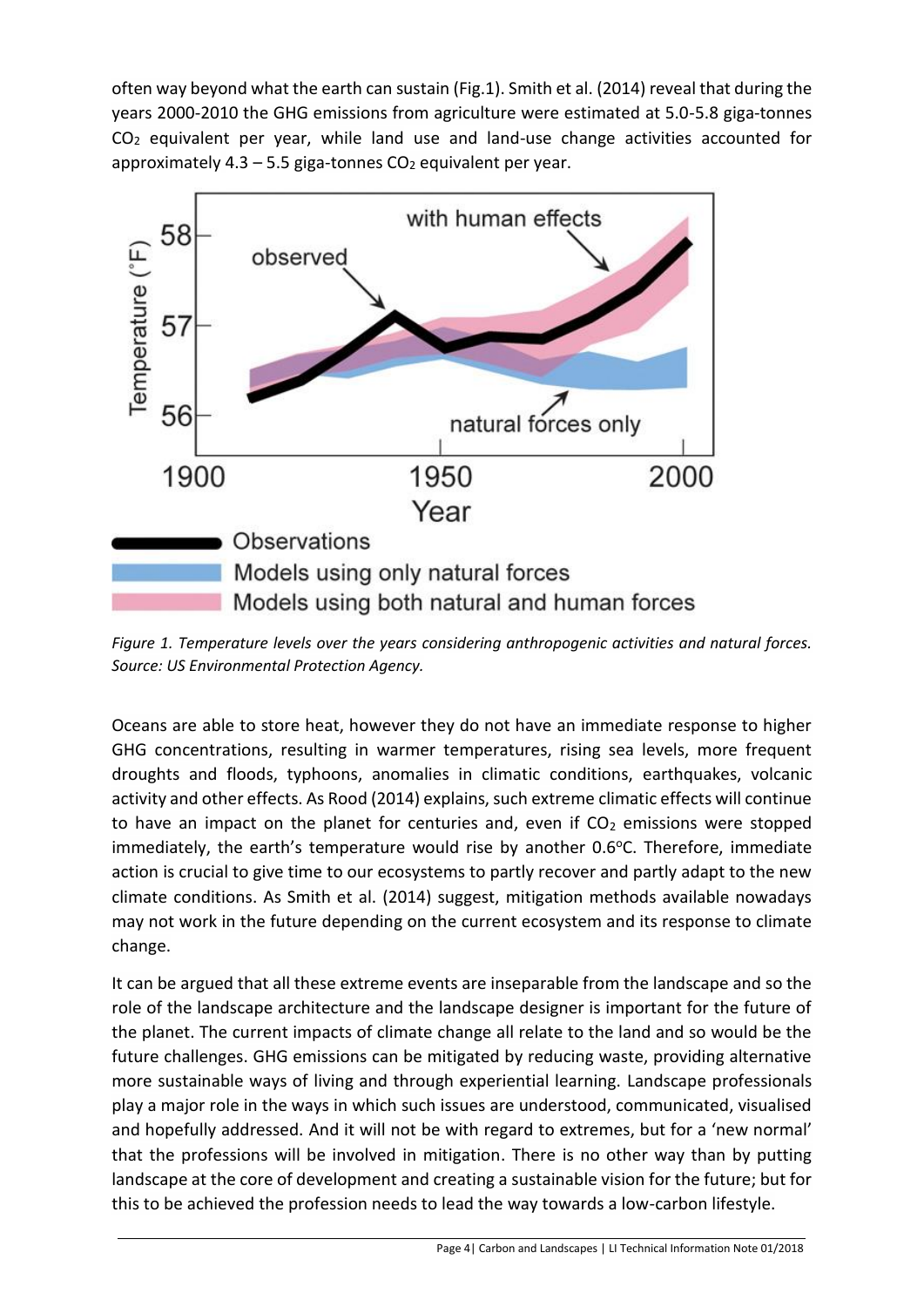often way beyond what the earth can sustain (Fig.1). Smith et al. (2014) reveal that during the years 2000-2010 the GHG emissions from agriculture were estimated at 5.0-5.8 giga-tonnes $CO_2$ equivalent per year, while land use and land-use change activities accounted for approximately 4.3 – 5.5 giga-tonnes $CO_2$ equivalent per year.

*Figure 1. Temperature levels over the years considering anthropogenic activities and natural forces. Source: US Environmental Protection Agency.*

Oceans are able to store heat, however they do not have an immediate response to higher GHG concentrations, resulting in warmer temperatures, rising sea levels, more frequent droughts and floods, typhoons, anomalies in climatic conditions, earthquakes, volcanic activity and other effects. As Rood (2014) explains, such extreme climatic effects will continue to have an impact on the planet for centuries and, even if $CO_2$ emissions were stopped immediately, the earth's temperature would rise by another 0.6°C. Therefore, immediate action is crucial to give time to our ecosystems to partly recover and partly adapt to the new climate conditions. As Smith et al. (2014) suggest, mitigation methods available nowadays may not work in the future depending on the current ecosystem and its response to climate change.

It can be argued that all these extreme events are inseparable from the landscape and so the role of the landscape architecture and the landscape designer is important for the future of the planet. The current impacts of climate change all relate to the land and so would be the future challenges. GHG emissions can be mitigated by reducing waste, providing alternative more sustainable ways of living and through experiential learning. Landscape professionals play a major role in the ways in which such issues are understood, communicated, visualised and hopefully addressed. And it will not be with regard to extremes, but for a 'new normal' that the professions will be involved in mitigation. There is no other way than by putting landscape at the core of development and creating a sustainable vision for the future; but for this to be achieved the profession needs to lead the way towards a low-carbon lifestyle.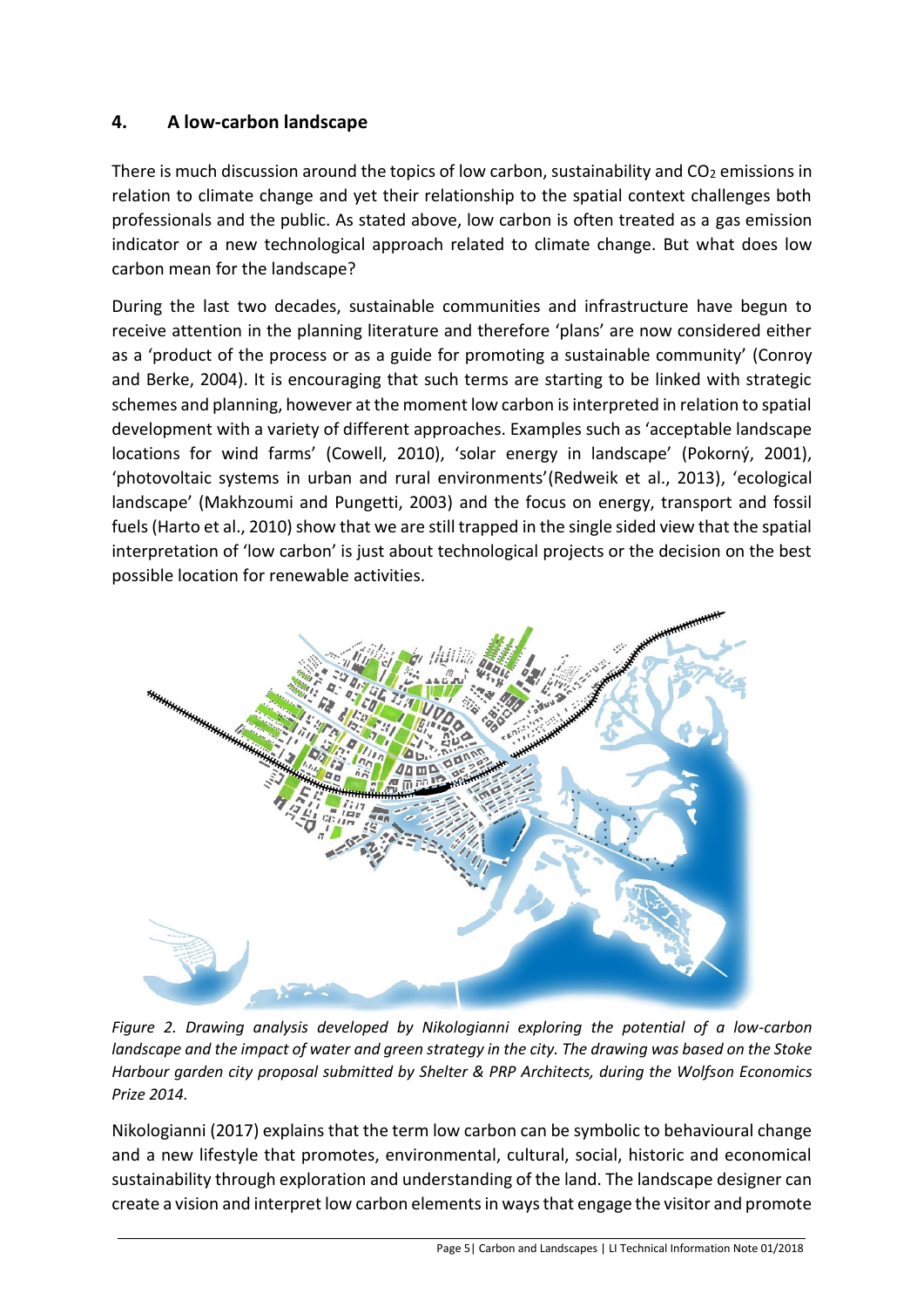## 4. A low-carbon landscape

There is much discussion around the topics of low carbon, sustainability and $CO_2$ emissions in relation to climate change and yet their relationship to the spatial context challenges both professionals and the public. As stated above, low carbon is often treated as a gas emission indicator or a new technological approach related to climate change. But what does low carbon mean for the landscape?

During the last two decades, sustainable communities and infrastructure have begun to receive attention in the planning literature and therefore 'plans' are now considered either as a 'product of the process or as a guide for promoting a sustainable community' (Conroy and Berke, 2004). It is encouraging that such terms are starting to be linked with strategic schemes and planning, however at the moment low carbon is interpreted in relation to spatial development with a variety of different approaches. Examples such as 'acceptable landscape locations for wind farms' (Cowell, 2010), 'solar energy in landscape' (Pokorný, 2001), 'photovoltaic systems in urban and rural environments'(Redweik et al., 2013), 'ecological landscape' (Makhzoumi and Pungetti, 2003) and the focus on energy, transport and fossil fuels (Harto et al., 2010) show that we are still trapped in the single sided view that the spatial interpretation of 'low carbon' is just about technological projects or the decision on the best possible location for renewable activities.

*Figure 2. Drawing analysis developed by Nikologianni exploring the potential of a low-carbon landscape and the impact of water and green strategy in the city. The drawing was based on the Stoke Harbour garden city proposal submitted by Shelter & PRP Architects, during the Wolfson Economics Prize 2014.*

Nikologianni (2017) explains that the term low carbon can be symbolic to behavioural change and a new lifestyle that promotes, environmental, cultural, social, historic and economical sustainability through exploration and understanding of the land. The landscape designer can create a vision and interpret low carbon elements in ways that engage the visitor and promote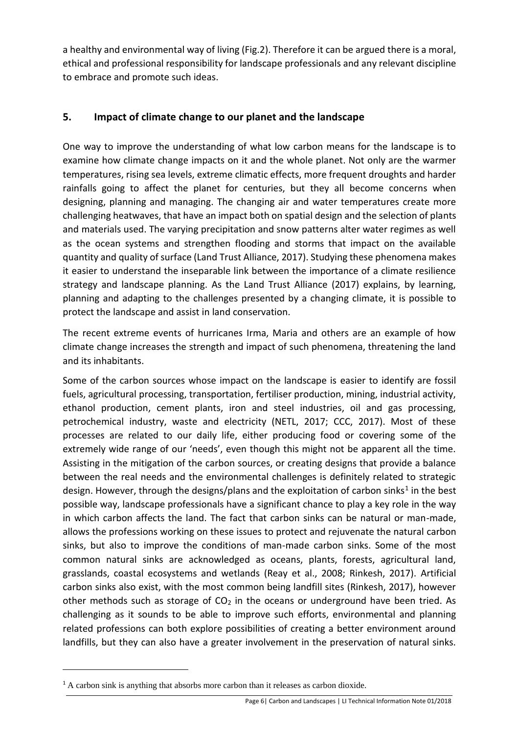a healthy and environmental way of living (Fig.2). Therefore it can be argued there is a moral, ethical and professional responsibility for landscape professionals and any relevant discipline to embrace and promote such ideas.

## 5. Impact of climate change to our planet and the landscape

One way to improve the understanding of what low carbon means for the landscape is to examine how climate change impacts on it and the whole planet. Not only are the warmer temperatures, rising sea levels, extreme climatic effects, more frequent droughts and harder rainfalls going to affect the planet for centuries, but they all become concerns when designing, planning and managing. The changing air and water temperatures create more challenging heatwaves, that have an impact both on spatial design and the selection of plants and materials used. The varying precipitation and snow patterns alter water regimes as well as the ocean systems and strengthen flooding and storms that impact on the available quantity and quality of surface (Land Trust Alliance, 2017). Studying these phenomena makes it easier to understand the inseparable link between the importance of a climate resilience strategy and landscape planning. As the Land Trust Alliance (2017) explains, by learning, planning and adapting to the challenges presented by a changing climate, it is possible to protect the landscape and assist in land conservation.

The recent extreme events of hurricanes Irma, Maria and others are an example of how climate change increases the strength and impact of such phenomena, threatening the land and its inhabitants.

Some of the carbon sources whose impact on the landscape is easier to identify are fossil fuels, agricultural processing, transportation, fertiliser production, mining, industrial activity, ethanol production, cement plants, iron and steel industries, oil and gas processing, petrochemical industry, waste and electricity (NETL, 2017; CCC, 2017). Most of these processes are related to our daily life, either producing food or covering some of the extremely wide range of our 'needs', even though this might not be apparent all the time. Assisting in the mitigation of the carbon sources, or creating designs that provide a balance between the real needs and the environmental challenges is definitely related to strategic design. However, through the designs/plans and the exploitation of carbon sinks[1] in the best possible way, landscape professionals have a significant chance to play a key role in the way in which carbon affects the land. The fact that carbon sinks can be natural or man-made, allows the professions working on these issues to protect and rejuvenate the natural carbon sinks, but also to improve the conditions of man-made carbon sinks. Some of the most common natural sinks are acknowledged as oceans, plants, forests, agricultural land, grasslands, coastal ecosystems and wetlands (Reay et al., 2008; Rinkesh, 2017). Artificial carbon sinks also exist, with the most common being landfill sites (Rinkesh, 2017), however other methods such as storage of $CO_2$ in the oceans or underground have been tried. As challenging as it sounds to be able to improve such efforts, environmental and planning related professions can both explore possibilities of creating a better environment around landfills, but they can also have a greater involvement in the preservation of natural sinks.

[1] A carbon sink is anything that absorbs more carbon than it releases as carbon dioxide.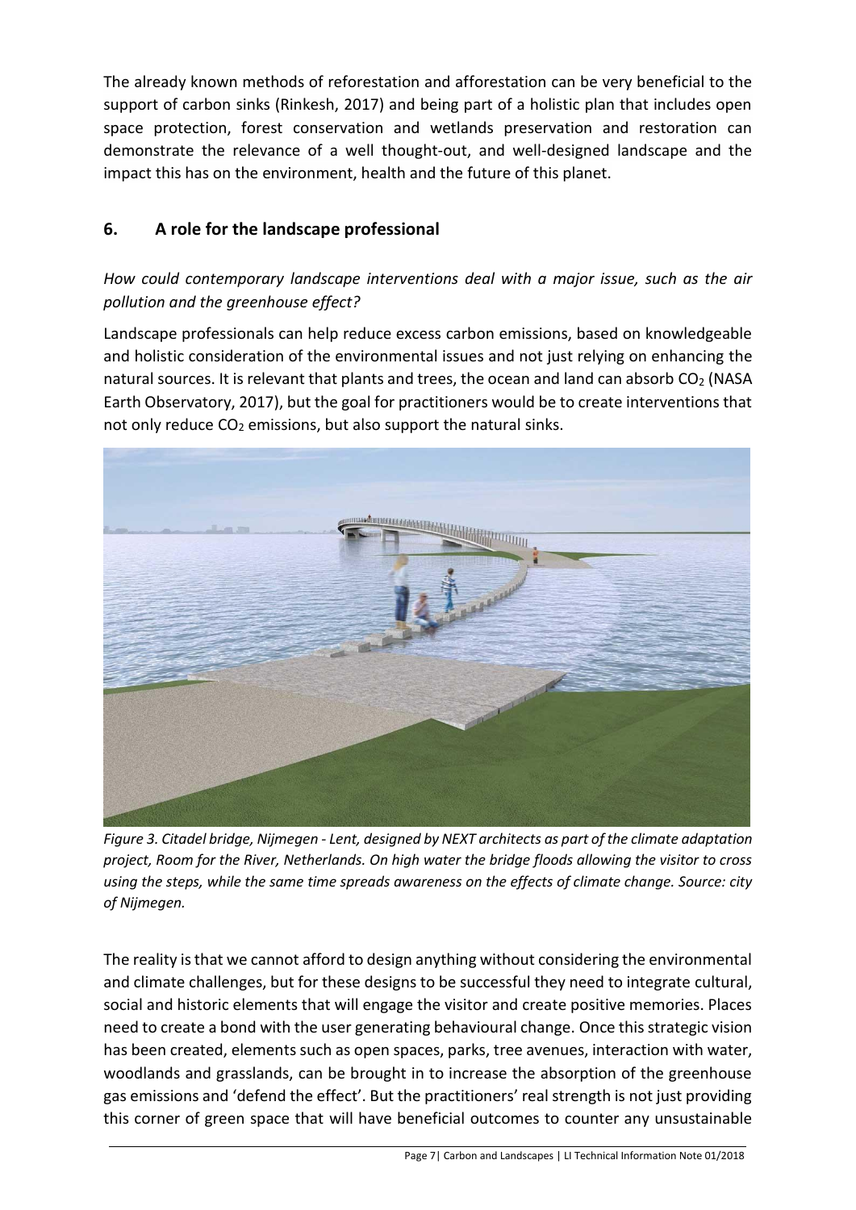The already known methods of reforestation and afforestation can be very beneficial to the support of carbon sinks (Rinkesh, 2017) and being part of a holistic plan that includes open space protection, forest conservation and wetlands preservation and restoration can demonstrate the relevance of a well thought-out, and well-designed landscape and the impact this has on the environment, health and the future of this planet.

## 6. A role for the landscape professional

*How could contemporary landscape interventions deal with a major issue, such as the air pollution and the greenhouse effect?*

Landscape professionals can help reduce excess carbon emissions, based on knowledgeable and holistic consideration of the environmental issues and not just relying on enhancing the natural sources. It is relevant that plants and trees, the ocean and land can absorb $CO_2$ (NASA Earth Observatory, 2017), but the goal for practitioners would be to create interventions that not only reduce $CO_2$ emissions, but also support the natural sinks.

*Figure 3. Citadel bridge, Nijmegen - Lent, designed by NEXT architects as part of the climate adaptation project, Room for the River, Netherlands. On high water the bridge floods allowing the visitor to cross using the steps, while the same time spreads awareness on the effects of climate change. Source: city of Nijmegen.*

The reality is that we cannot afford to design anything without considering the environmental and climate challenges, but for these designs to be successful they need to integrate cultural, social and historic elements that will engage the visitor and create positive memories. Places need to create a bond with the user generating behavioural change. Once this strategic vision has been created, elements such as open spaces, parks, tree avenues, interaction with water, woodlands and grasslands, can be brought in to increase the absorption of the greenhouse gas emissions and 'defend the effect'. But the practitioners' real strength is not just providing this corner of green space that will have beneficial outcomes to counter any unsustainable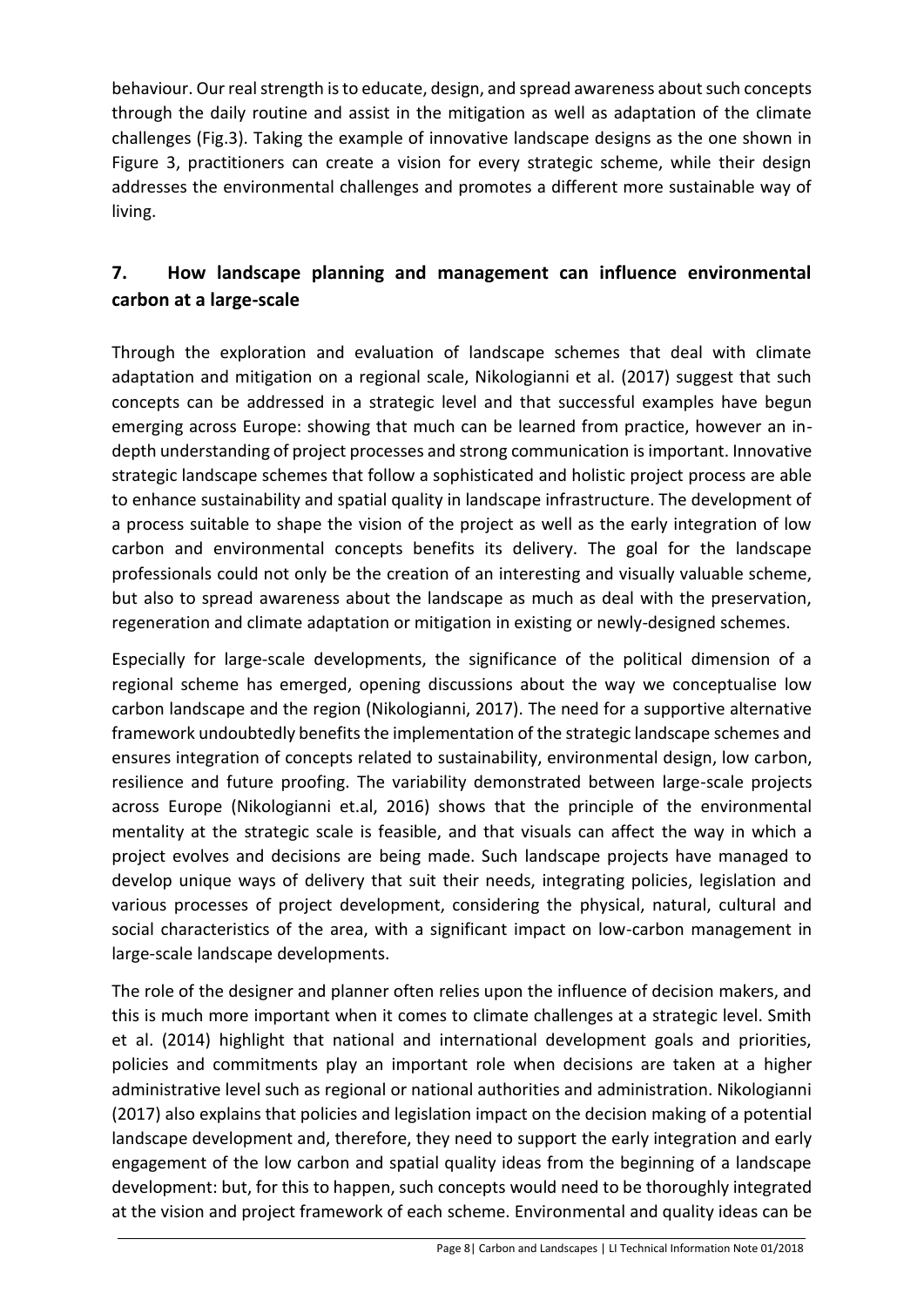behaviour. Our real strength is to educate, design, and spread awareness about such concepts through the daily routine and assist in the mitigation as well as adaptation of the climate challenges (Fig.3). Taking the example of innovative landscape designs as the one shown in Figure 3, practitioners can create a vision for every strategic scheme, while their design addresses the environmental challenges and promotes a different more sustainable way of living.

## 7. How landscape planning and management can influence environmental carbon at a large-scale

Through the exploration and evaluation of landscape schemes that deal with climate adaptation and mitigation on a regional scale, Nikologianni et al. (2017) suggest that such concepts can be addressed in a strategic level and that successful examples have begun emerging across Europe: showing that much can be learned from practice, however an in-depth understanding of project processes and strong communication is important. Innovative strategic landscape schemes that follow a sophisticated and holistic project process are able to enhance sustainability and spatial quality in landscape infrastructure. The development of a process suitable to shape the vision of the project as well as the early integration of low carbon and environmental concepts benefits its delivery. The goal for the landscape professionals could not only be the creation of an interesting and visually valuable scheme, but also to spread awareness about the landscape as much as deal with the preservation, regeneration and climate adaptation or mitigation in existing or newly-designed schemes.

Especially for large-scale developments, the significance of the political dimension of a regional scheme has emerged, opening discussions about the way we conceptualise low carbon landscape and the region (Nikologianni, 2017). The need for a supportive alternative framework undoubtedly benefits the implementation of the strategic landscape schemes and ensures integration of concepts related to sustainability, environmental design, low carbon, resilience and future proofing. The variability demonstrated between large-scale projects across Europe (Nikologianni et.al, 2016) shows that the principle of the environmental mentality at the strategic scale is feasible, and that visuals can affect the way in which a project evolves and decisions are being made. Such landscape projects have managed to develop unique ways of delivery that suit their needs, integrating policies, legislation and various processes of project development, considering the physical, natural, cultural and social characteristics of the area, with a significant impact on low-carbon management in large-scale landscape developments.

The role of the designer and planner often relies upon the influence of decision makers, and this is much more important when it comes to climate challenges at a strategic level. Smith et al. (2014) highlight that national and international development goals and priorities, policies and commitments play an important role when decisions are taken at a higher administrative level such as regional or national authorities and administration. Nikologianni (2017) also explains that policies and legislation impact on the decision making of a potential landscape development and, therefore, they need to support the early integration and early engagement of the low carbon and spatial quality ideas from the beginning of a landscape development: but, for this to happen, such concepts would need to be thoroughly integrated at the vision and project framework of each scheme. Environmental and quality ideas can be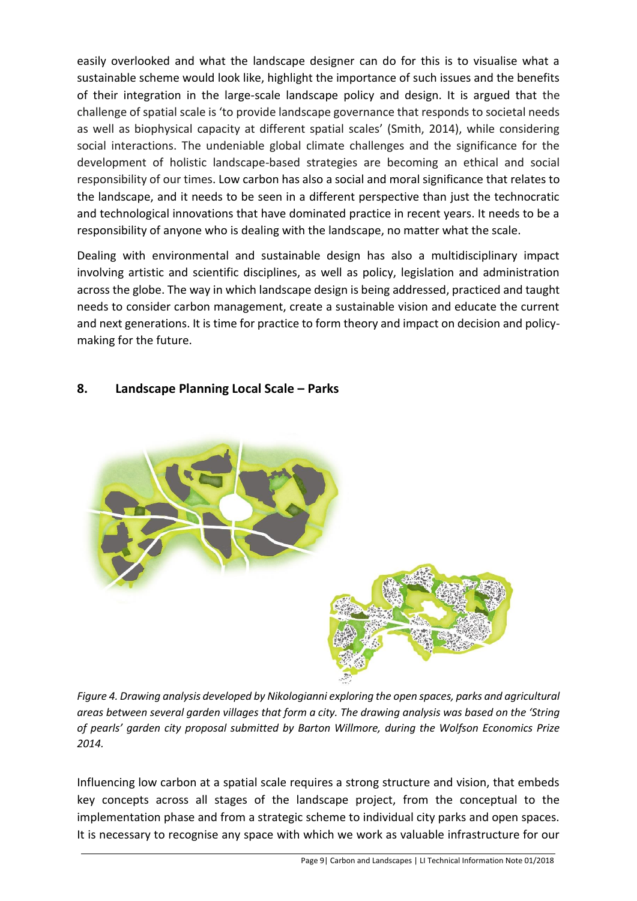easily overlooked and what the landscape designer can do for this is to visualise what a sustainable scheme would look like, highlight the importance of such issues and the benefits of their integration in the large-scale landscape policy and design. It is argued that the challenge of spatial scale is 'to provide landscape governance that responds to societal needs as well as biophysical capacity at different spatial scales' (Smith, 2014), while considering social interactions. The undeniable global climate challenges and the significance for the development of holistic landscape-based strategies are becoming an ethical and social responsibility of our times. Low carbon has also a social and moral significance that relates to the landscape, and it needs to be seen in a different perspective than just the technocratic and technological innovations that have dominated practice in recent years. It needs to be a responsibility of anyone who is dealing with the landscape, no matter what the scale.

Dealing with environmental and sustainable design has also a multidisciplinary impact involving artistic and scientific disciplines, as well as policy, legislation and administration across the globe. The way in which landscape design is being addressed, practiced and taught needs to consider carbon management, create a sustainable vision and educate the current and next generations. It is time for practice to form theory and impact on decision and policy-making for the future.

## 8. Landscape Planning Local Scale – Parks

*Figure 4. Drawing analysis developed by Nikologianni exploring the open spaces, parks and agricultural areas between several garden villages that form a city. The drawing analysis was based on the 'String of pearls' garden city proposal submitted by Barton Willmore, during the Wolfson Economics Prize 2014.*

Influencing low carbon at a spatial scale requires a strong structure and vision, that embeds key concepts across all stages of the landscape project, from the conceptual to the implementation phase and from a strategic scheme to individual city parks and open spaces. It is necessary to recognise any space with which we work as valuable infrastructure for our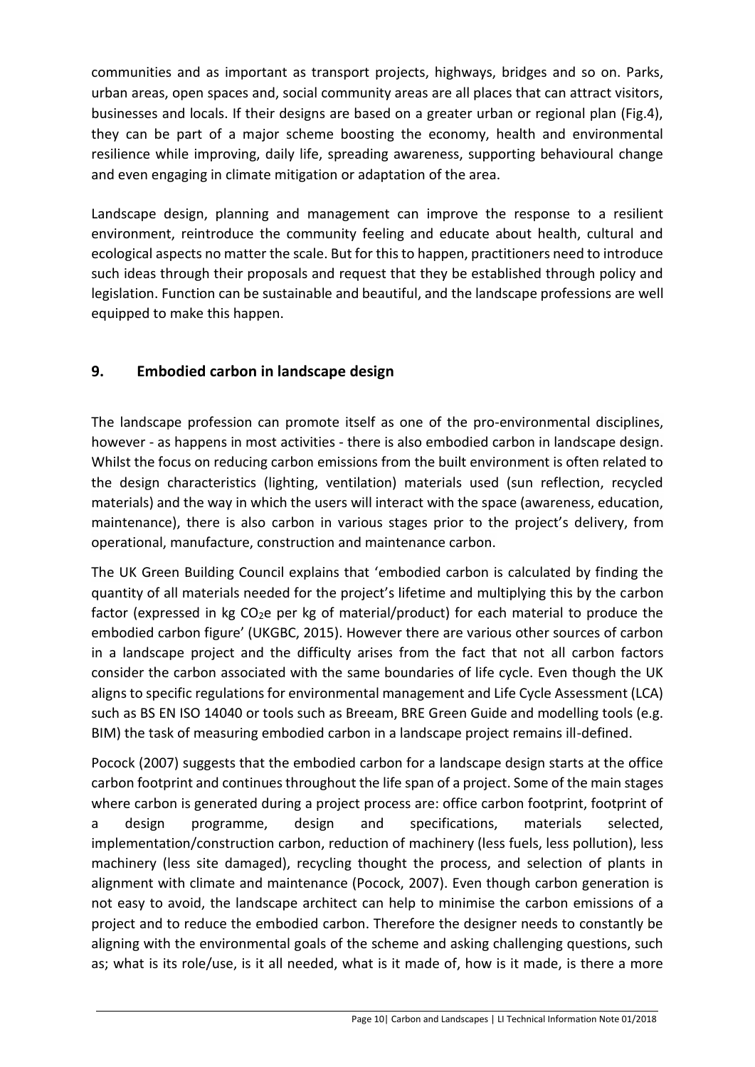communities and as important as transport projects, highways, bridges and so on. Parks, urban areas, open spaces and, social community areas are all places that can attract visitors, businesses and locals. If their designs are based on a greater urban or regional plan (Fig.4), they can be part of a major scheme boosting the economy, health and environmental resilience while improving, daily life, spreading awareness, supporting behavioural change and even engaging in climate mitigation or adaptation of the area.

Landscape design, planning and management can improve the response to a resilient environment, reintroduce the community feeling and educate about health, cultural and ecological aspects no matter the scale. But for this to happen, practitioners need to introduce such ideas through their proposals and request that they be established through policy and legislation. Function can be sustainable and beautiful, and the landscape professions are well equipped to make this happen.

## 9. Embodied carbon in landscape design

The landscape profession can promote itself as one of the pro-environmental disciplines, however - as happens in most activities - there is also embodied carbon in landscape design. Whilst the focus on reducing carbon emissions from the built environment is often related to the design characteristics (lighting, ventilation) materials used (sun reflection, recycled materials) and the way in which the users will interact with the space (awareness, education, maintenance), there is also carbon in various stages prior to the project's delivery, from operational, manufacture, construction and maintenance carbon.

The UK Green Building Council explains that 'embodied carbon is calculated by finding the quantity of all materials needed for the project's lifetime and multiplying this by the carbon factor (expressed in kg $CO_2e$ per kg of material/product) for each material to produce the embodied carbon figure' (UKGBC, 2015). However there are various other sources of carbon in a landscape project and the difficulty arises from the fact that not all carbon factors consider the carbon associated with the same boundaries of life cycle. Even though the UK aligns to specific regulations for environmental management and Life Cycle Assessment (LCA) such as BS EN ISO 14040 or tools such as Breeam, BRE Green Guide and modelling tools (e.g. BIM) the task of measuring embodied carbon in a landscape project remains ill-defined.

Pocock (2007) suggests that the embodied carbon for a landscape design starts at the office carbon footprint and continues throughout the life span of a project. Some of the main stages where carbon is generated during a project process are: office carbon footprint, footprint of a design programme, design and specifications, materials selected, implementation/construction carbon, reduction of machinery (less fuels, less pollution), less machinery (less site damaged), recycling thought the process, and selection of plants in alignment with climate and maintenance (Pocock, 2007). Even though carbon generation is not easy to avoid, the landscape architect can help to minimise the carbon emissions of a project and to reduce the embodied carbon. Therefore the designer needs to constantly be aligning with the environmental goals of the scheme and asking challenging questions, such as; what is its role/use, is it all needed, what is it made of, how is it made, is there a more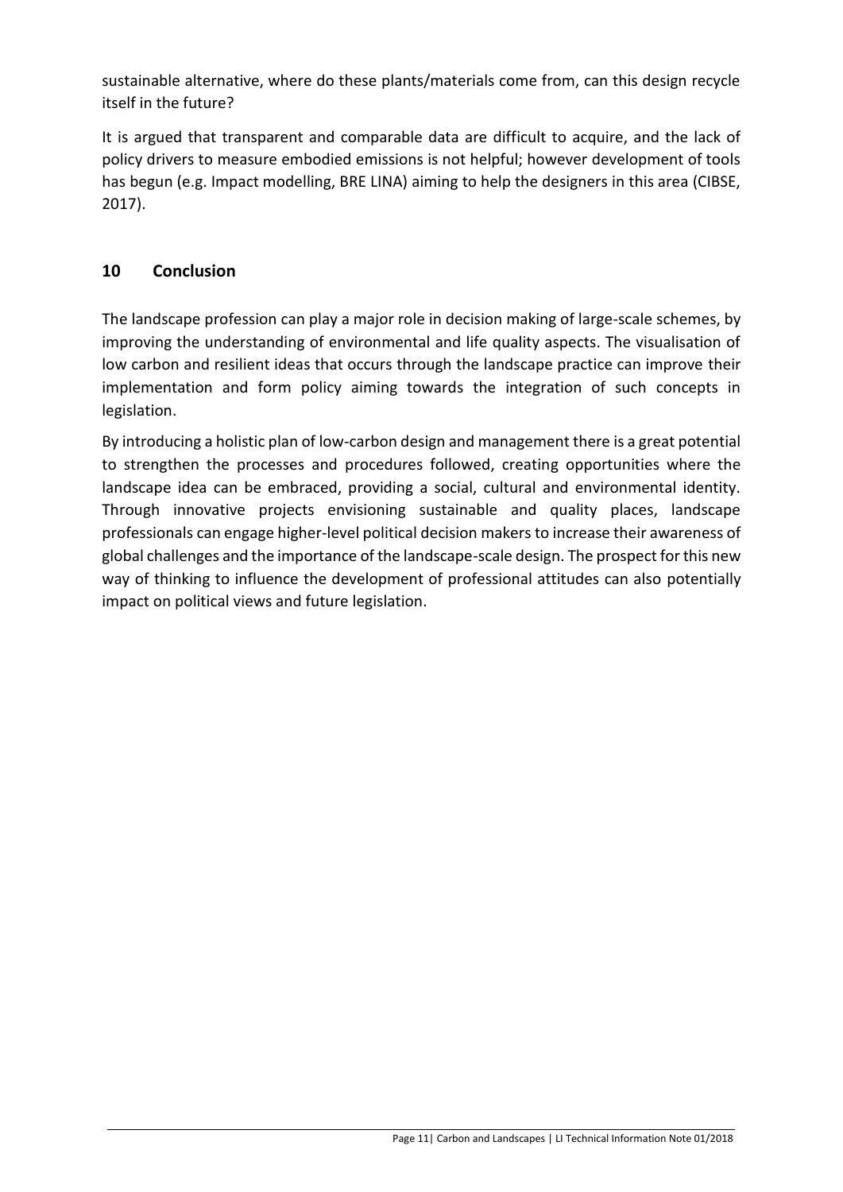sustainable alternative, where do these plants/materials come from, can this design recycle itself in the future?

It is argued that transparent and comparable data are difficult to acquire, and the lack of policy drivers to measure embodied emissions is not helpful; however development of tools has begun (e.g. Impact modelling, BRE LINA) aiming to help the designers in this area (CIBSE, 2017).

## 10 Conclusion

The landscape profession can play a major role in decision making of large-scale schemes, by improving the understanding of environmental and life quality aspects. The visualisation of low carbon and resilient ideas that occurs through the landscape practice can improve their implementation and form policy aiming towards the integration of such concepts in legislation.

By introducing a holistic plan of low-carbon design and management there is a great potential to strengthen the processes and procedures followed, creating opportunities where the landscape idea can be embraced, providing a social, cultural and environmental identity. Through innovative projects envisioning sustainable and quality places, landscape professionals can engage higher-level political decision makers to increase their awareness of global challenges and the importance of the landscape-scale design. The prospect for this new way of thinking to influence the development of professional attitudes can also potentially impact on political views and future legislation.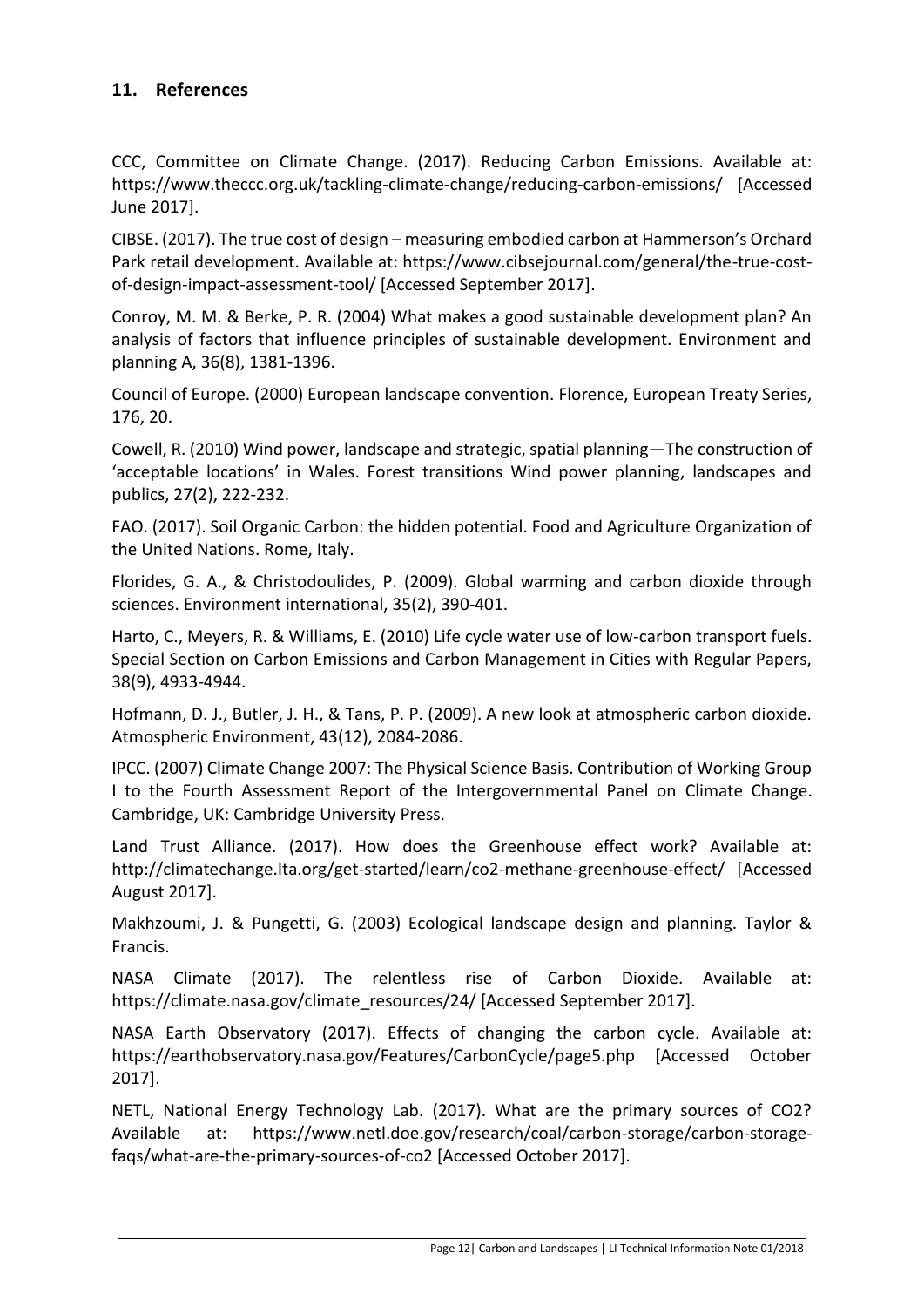## 11. References

CCC, Committee on Climate Change. (2017). Reducing Carbon Emissions. Available at: https://www.theccc.org.uk/tackling-climate-change/reducing-carbon-emissions/ [Accessed June 2017].

CIBSE. (2017). The true cost of design – measuring embodied carbon at Hammerson's Orchard Park retail development. Available at: https://www.cibsejournal.com/general/the-true-cost-of-design-impact-assessment-tool/ [Accessed September 2017].

Conroy, M. M. & Berke, P. R. (2004) What makes a good sustainable development plan? An analysis of factors that influence principles of sustainable development. Environment and planning A, 36(8), 1381-1396.

Council of Europe. (2000) European landscape convention. Florence, European Treaty Series, 176, 20.

Cowell, R. (2010) Wind power, landscape and strategic, spatial planning—The construction of 'acceptable locations' in Wales. Forest transitions Wind power planning, landscapes and publics, 27(2), 222-232.

FAO. (2017). Soil Organic Carbon: the hidden potential. Food and Agriculture Organization of the United Nations. Rome, Italy.

Florides, G. A., & Christodoulides, P. (2009). Global warming and carbon dioxide through sciences. Environment international, 35(2), 390-401.

Harto, C., Meyers, R. & Williams, E. (2010) Life cycle water use of low-carbon transport fuels. Special Section on Carbon Emissions and Carbon Management in Cities with Regular Papers, 38(9), 4933-4944.

Hofmann, D. J., Butler, J. H., & Tans, P. P. (2009). A new look at atmospheric carbon dioxide. Atmospheric Environment, 43(12), 2084-2086.

IPCC. (2007) Climate Change 2007: The Physical Science Basis. Contribution of Working Group I to the Fourth Assessment Report of the Intergovernmental Panel on Climate Change. Cambridge, UK: Cambridge University Press.

Land Trust Alliance. (2017). How does the Greenhouse effect work? Available at: http://climatechange.lta.org/get-started/learn/co2-methane-greenhouse-effect/ [Accessed August 2017].

Makhzoumi, J. & Pungetti, G. (2003) Ecological landscape design and planning. Taylor & Francis.

NASA Climate (2017). The relentless rise of Carbon Dioxide. Available at: https://climate.nasa.gov/climate_resources/24/ [Accessed September 2017].

NASA Earth Observatory (2017). Effects of changing the carbon cycle. Available at: https://earthobservatory.nasa.gov/Features/CarbonCycle/page5.php [Accessed October 2017].

NETL, National Energy Technology Lab. (2017). What are the primary sources of CO2? Available at: https://www.netl.doe.gov/research/coal/carbon-storage/carbon-storage-faqs/what-are-the-primary-sources-of-co2 [Accessed October 2017].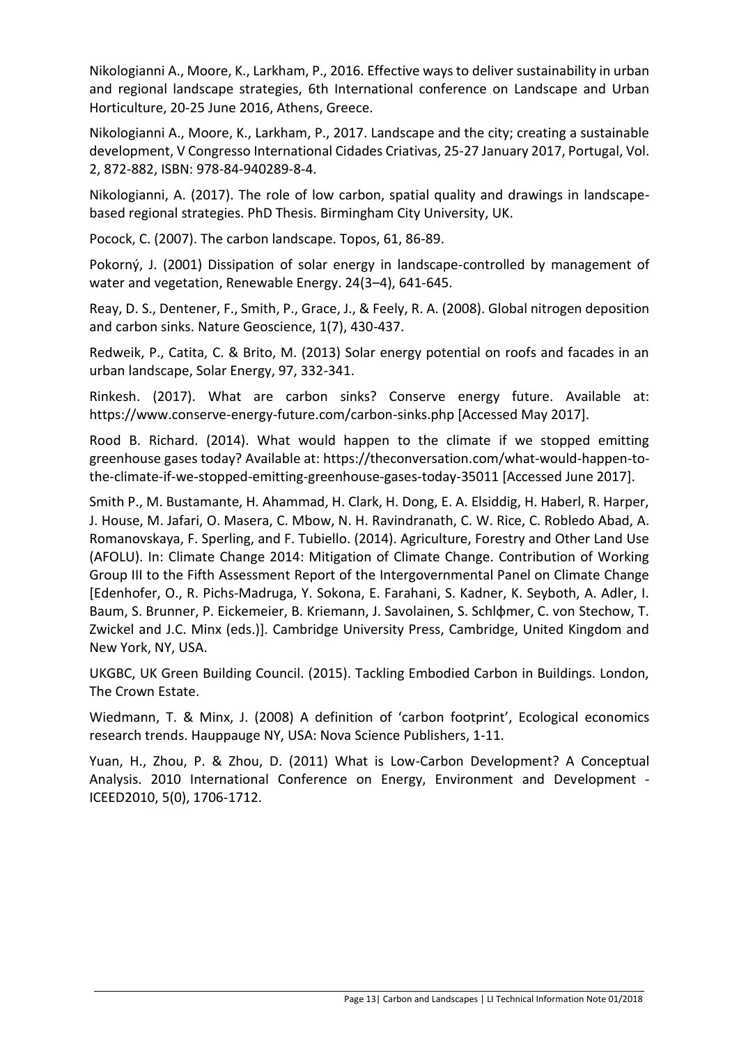Nikologianni A., Moore, K., Larkham, P., 2016. Effective ways to deliver sustainability in urban and regional landscape strategies, 6th International conference on Landscape and Urban Horticulture, 20-25 June 2016, Athens, Greece.

Nikologianni A., Moore, K., Larkham, P., 2017. Landscape and the city; creating a sustainable development, V Congresso International Cidades Criativas, 25-27 January 2017, Portugal, Vol. 2, 872-882, ISBN: 978-84-940289-8-4.

Nikologianni, A. (2017). The role of low carbon, spatial quality and drawings in landscape-based regional strategies. PhD Thesis. Birmingham City University, UK.

Pocock, C. (2007). The carbon landscape. Topos, 61, 86-89.

Pokorný, J. (2001) Dissipation of solar energy in landscape-controlled by management of water and vegetation, Renewable Energy. 24(3–4), 641-645.

Reay, D. S., Dentener, F., Smith, P., Grace, J., & Feely, R. A. (2008). Global nitrogen deposition and carbon sinks. Nature Geoscience, 1(7), 430-437.

Redweik, P., Catita, C. & Brito, M. (2013) Solar energy potential on roofs and facades in an urban landscape, Solar Energy, 97, 332-341.

Rinkesh. (2017). What are carbon sinks? Conserve energy future. Available at: https://www.conserve-energy-future.com/carbon-sinks.php [Accessed May 2017].

Rood B. Richard. (2014). What would happen to the climate if we stopped emitting greenhouse gases today? Available at: https://theconversation.com/what-would-happen-to-the-climate-if-we-stopped-emitting-greenhouse-gases-today-35011 [Accessed June 2017].

Smith P., M. Bustamante, H. Ahammad, H. Clark, H. Dong, E. A. Elsiddig, H. Haberl, R. Harper, J. House, M. Jafari, O. Masera, C. Mbow, N. H. Ravindranath, C. W. Rice, C. Robledo Abad, A. Romanovskaya, F. Sperling, and F. Tubiello. (2014). Agriculture, Forestry and Other Land Use (AFOLU). In: Climate Change 2014: Mitigation of Climate Change. Contribution of Working Group III to the Fifth Assessment Report of the Intergovernmental Panel on Climate Change [Edenhofer, O., R. Pichs-Madruga, Y. Sokona, E. Farahani, S. Kadner, K. Seyboth, A. Adler, I. Baum, S. Brunner, P. Eickemeier, B. Kriemann, J. Savolainen, S. Schlфmer, C. von Stechow, T. Zwickel and J.C. Minx (eds.)]. Cambridge University Press, Cambridge, United Kingdom and New York, NY, USA.

UKGBC, UK Green Building Council. (2015). Tackling Embodied Carbon in Buildings. London, The Crown Estate.

Wiedmann, T. & Minx, J. (2008) A definition of 'carbon footprint', Ecological economics research trends. Hauppauge NY, USA: Nova Science Publishers, 1-11.

Yuan, H., Zhou, P. & Zhou, D. (2011) What is Low-Carbon Development? A Conceptual Analysis. 2010 International Conference on Energy, Environment and Development - ICEED2010, 5(0), 1706-1712.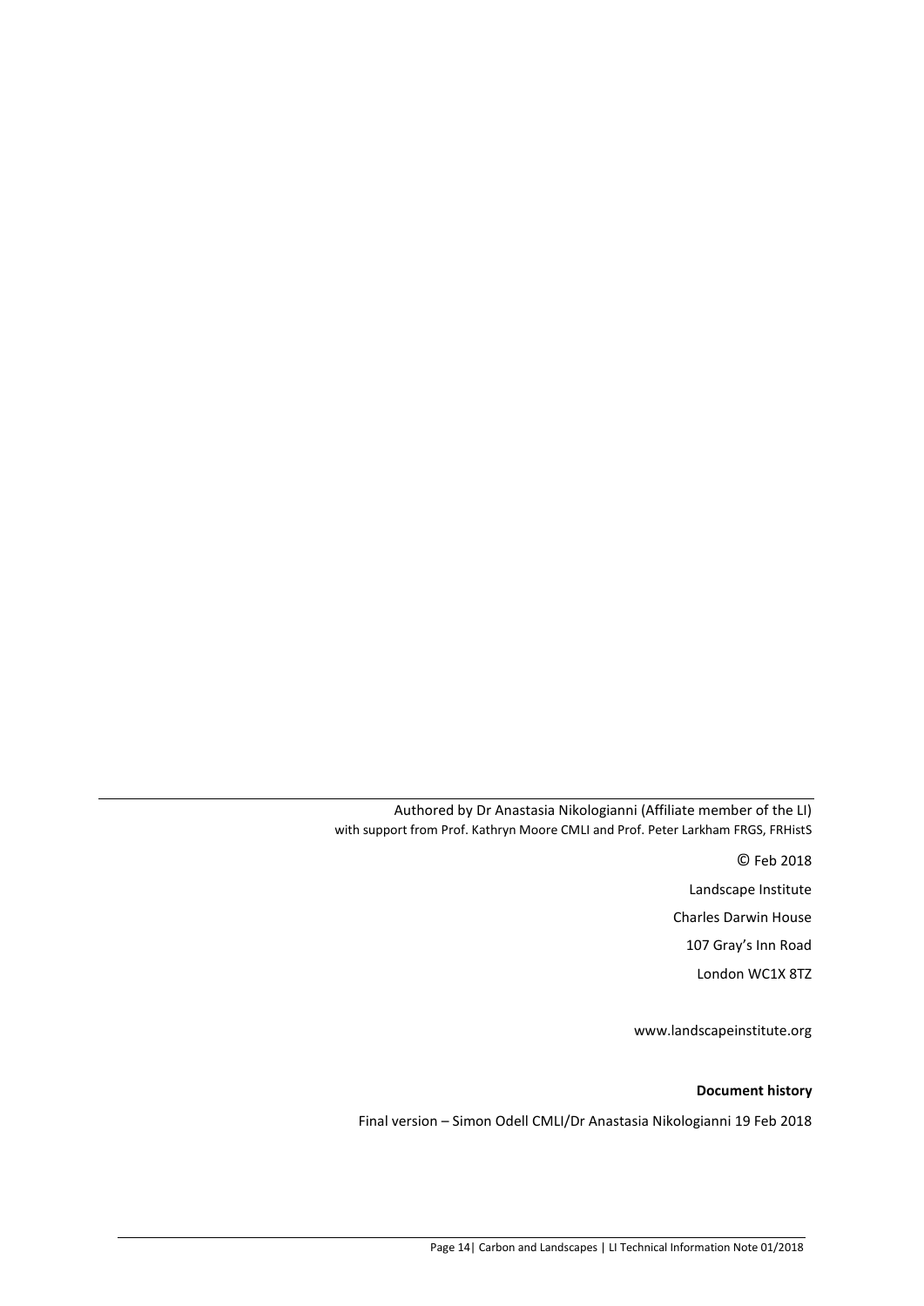Authored by Dr Anastasia Nikologianni (Affiliate member of the LI)
with support from Prof. Kathryn Moore CMLI and Prof. Peter Larkham FRGS, FRHistS

© Feb 2018

Landscape Institute

Charles Darwin House

107 Gray's Inn Road

London WC1X 8TZ

www.landscapeinstitute.org

**Document history**

Final version – Simon Odell CMLI/Dr Anastasia Nikologianni 19 Feb 2018